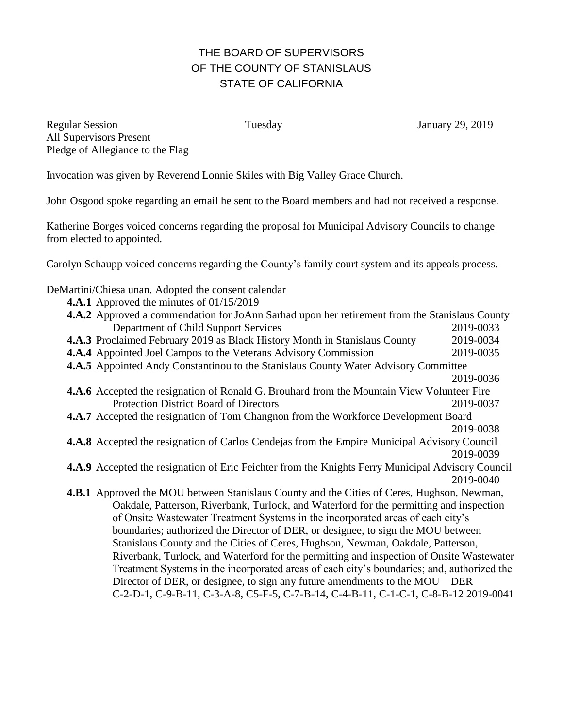# THE BOARD OF SUPERVISORS
# OF THE COUNTY OF STANISLAUS
# STATE OF CALIFORNIA

Regular Session Tuesday January 29, 2019
All Supervisors Present
Pledge of Allegiance to the Flag

Invocation was given by Reverend Lonnie Skiles with Big Valley Grace Church.

John Osgood spoke regarding an email he sent to the Board members and had not received a response.

Katherine Borges voiced concerns regarding the proposal for Municipal Advisory Councils to change from elected to appointed.

Carolyn Schaupp voiced concerns regarding the County's family court system and its appeals process.

DeMartini/Chiesa unan. Adopted the consent calendar

- **4.A.1** Approved the minutes of 01/15/2019
- **4.A.2** Approved a commendation for JoAnn Sarhad upon her retirement from the Stanislaus County Department of Child Support Services 2019-0033
- **4.A.3** Proclaimed February 2019 as Black History Month in Stanislaus County 2019-0034
- **4.A.4** Appointed Joel Campos to the Veterans Advisory Commission 2019-0035
- **4.A.5** Appointed Andy Constantinou to the Stanislaus County Water Advisory Committee 2019-0036
- **4.A.6** Accepted the resignation of Ronald G. Brouhard from the Mountain View Volunteer Fire Protection District Board of Directors 2019-0037
- **4.A.7** Accepted the resignation of Tom Changnon from the Workforce Development Board 2019-0038
- **4.A.8** Accepted the resignation of Carlos Cendejas from the Empire Municipal Advisory Council 2019-0039
- **4.A.9** Accepted the resignation of Eric Feichter from the Knights Ferry Municipal Advisory Council 2019-0040
- **4.B.1** Approved the MOU between Stanislaus County and the Cities of Ceres, Hughson, Newman, Oakdale, Patterson, Riverbank, Turlock, and Waterford for the permitting and inspection of Onsite Wastewater Treatment Systems in the incorporated areas of each city's boundaries; authorized the Director of DER, or designee, to sign the MOU between Stanislaus County and the Cities of Ceres, Hughson, Newman, Oakdale, Patterson, Riverbank, Turlock, and Waterford for the permitting and inspection of Onsite Wastewater Treatment Systems in the incorporated areas of each city's boundaries; and, authorized the Director of DER, or designee, to sign any future amendments to the MOU – DER C-2-D-1, C-9-B-11, C-3-A-8, C5-F-5, C-7-B-14, C-4-B-11, C-1-C-1, C-8-B-12 2019-0041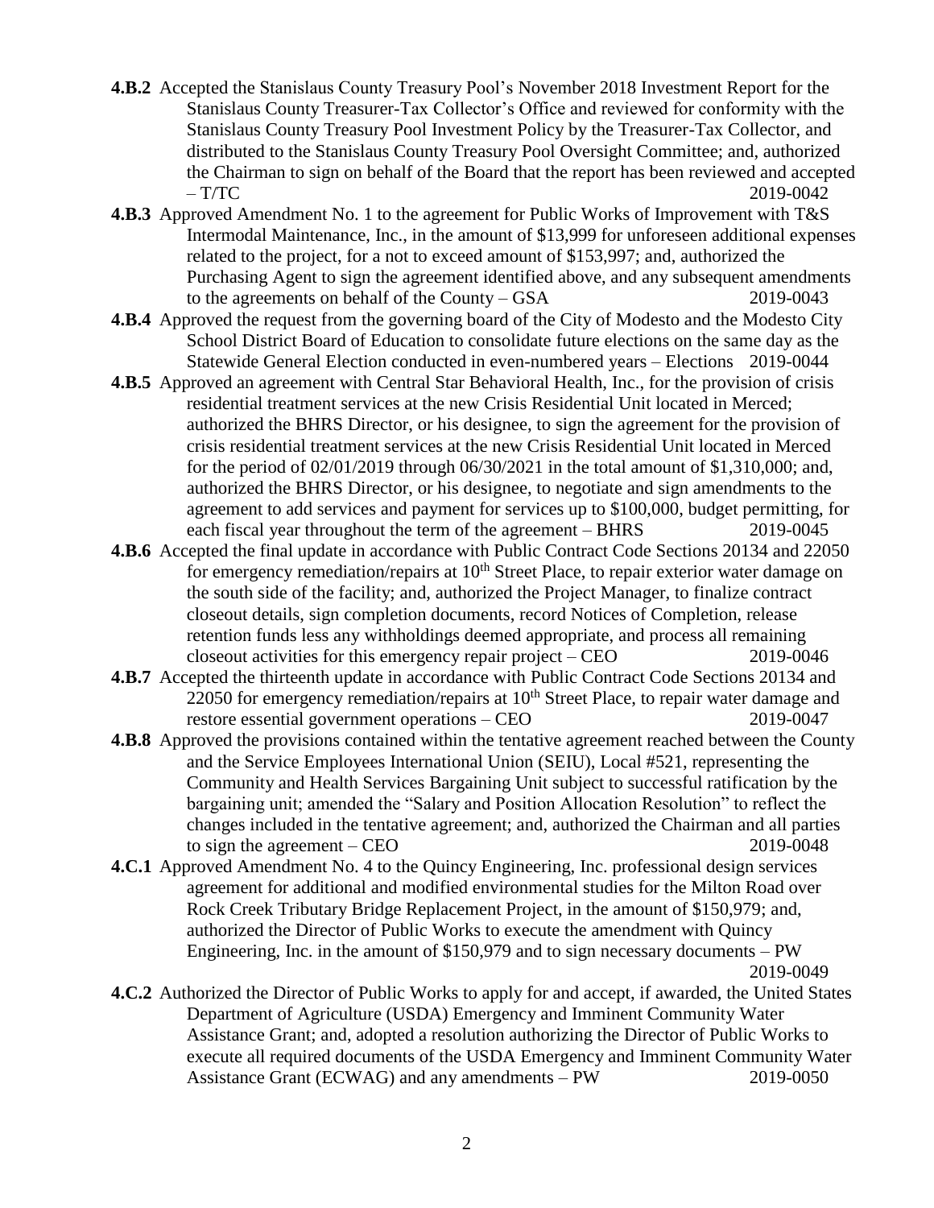**4.B.2** Accepted the Stanislaus County Treasury Pool's November 2018 Investment Report for the Stanislaus County Treasurer-Tax Collector's Office and reviewed for conformity with the Stanislaus County Treasury Pool Investment Policy by the Treasurer-Tax Collector, and distributed to the Stanislaus County Treasury Pool Oversight Committee; and, authorized the Chairman to sign on behalf of the Board that the report has been reviewed and accepted – T/TC 2019-0042

**4.B.3** Approved Amendment No. 1 to the agreement for Public Works of Improvement with T&S Intermodal Maintenance, Inc., in the amount of $13,999 for unforeseen additional expenses related to the project, for a not to exceed amount of $153,997; and, authorized the Purchasing Agent to sign the agreement identified above, and any subsequent amendments to the agreements on behalf of the County – GSA 2019-0043

**4.B.4** Approved the request from the governing board of the City of Modesto and the Modesto City School District Board of Education to consolidate future elections on the same day as the Statewide General Election conducted in even-numbered years – Elections 2019-0044

**4.B.5** Approved an agreement with Central Star Behavioral Health, Inc., for the provision of crisis residential treatment services at the new Crisis Residential Unit located in Merced; authorized the BHRS Director, or his designee, to sign the agreement for the provision of crisis residential treatment services at the new Crisis Residential Unit located in Merced for the period of 02/01/2019 through 06/30/2021 in the total amount of $1,310,000; and, authorized the BHRS Director, or his designee, to negotiate and sign amendments to the agreement to add services and payment for services up to $100,000, budget permitting, for each fiscal year throughout the term of the agreement – BHRS 2019-0045

**4.B.6** Accepted the final update in accordance with Public Contract Code Sections 20134 and 22050 for emergency remediation/repairs at 10th Street Place, to repair exterior water damage on the south side of the facility; and, authorized the Project Manager, to finalize contract closeout details, sign completion documents, record Notices of Completion, release retention funds less any withholdings deemed appropriate, and process all remaining closeout activities for this emergency repair project – CEO 2019-0046

**4.B.7** Accepted the thirteenth update in accordance with Public Contract Code Sections 20134 and 22050 for emergency remediation/repairs at 10th Street Place, to repair water damage and restore essential government operations – CEO 2019-0047

**4.B.8** Approved the provisions contained within the tentative agreement reached between the County and the Service Employees International Union (SEIU), Local #521, representing the Community and Health Services Bargaining Unit subject to successful ratification by the bargaining unit; amended the "Salary and Position Allocation Resolution" to reflect the changes included in the tentative agreement; and, authorized the Chairman and all parties to sign the agreement – CEO 2019-0048

**4.C.1** Approved Amendment No. 4 to the Quincy Engineering, Inc. professional design services agreement for additional and modified environmental studies for the Milton Road over Rock Creek Tributary Bridge Replacement Project, in the amount of $150,979; and, authorized the Director of Public Works to execute the amendment with Quincy Engineering, Inc. in the amount of $150,979 and to sign necessary documents – PW 2019-0049

**4.C.2** Authorized the Director of Public Works to apply for and accept, if awarded, the United States Department of Agriculture (USDA) Emergency and Imminent Community Water Assistance Grant; and, adopted a resolution authorizing the Director of Public Works to execute all required documents of the USDA Emergency and Imminent Community Water Assistance Grant (ECWAG) and any amendments – PW 2019-0050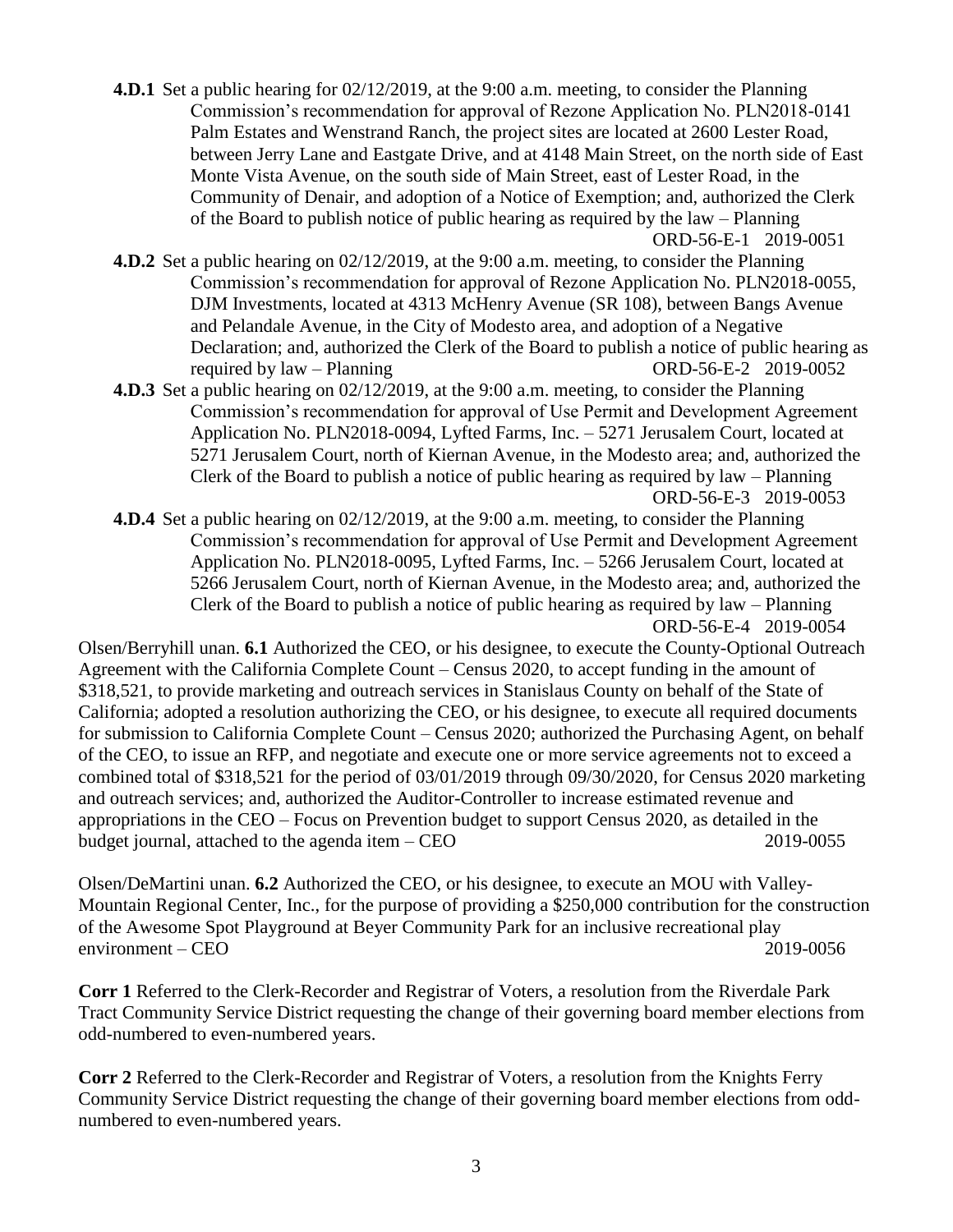**4.D.1** Set a public hearing for 02/12/2019, at the 9:00 a.m. meeting, to consider the Planning Commission's recommendation for approval of Rezone Application No. PLN2018-0141 Palm Estates and Wenstrand Ranch, the project sites are located at 2600 Lester Road, between Jerry Lane and Eastgate Drive, and at 4148 Main Street, on the north side of East Monte Vista Avenue, on the south side of Main Street, east of Lester Road, in the Community of Denair, and adoption of a Notice of Exemption; and, authorized the Clerk of the Board to publish notice of public hearing as required by the law – Planning ORD-56-E-1 2019-0051

**4.D.2** Set a public hearing on 02/12/2019, at the 9:00 a.m. meeting, to consider the Planning Commission's recommendation for approval of Rezone Application No. PLN2018-0055, DJM Investments, located at 4313 McHenry Avenue (SR 108), between Bangs Avenue and Pelandale Avenue, in the City of Modesto area, and adoption of a Negative Declaration; and, authorized the Clerk of the Board to publish a notice of public hearing as required by law – Planning ORD-56-E-2 2019-0052

**4.D.3** Set a public hearing on 02/12/2019, at the 9:00 a.m. meeting, to consider the Planning Commission's recommendation for approval of Use Permit and Development Agreement Application No. PLN2018-0094, Lyfted Farms, Inc. – 5271 Jerusalem Court, located at 5271 Jerusalem Court, north of Kiernan Avenue, in the Modesto area; and, authorized the Clerk of the Board to publish a notice of public hearing as required by law – Planning ORD-56-E-3 2019-0053

**4.D.4** Set a public hearing on 02/12/2019, at the 9:00 a.m. meeting, to consider the Planning Commission's recommendation for approval of Use Permit and Development Agreement Application No. PLN2018-0095, Lyfted Farms, Inc. – 5266 Jerusalem Court, located at 5266 Jerusalem Court, north of Kiernan Avenue, in the Modesto area; and, authorized the Clerk of the Board to publish a notice of public hearing as required by law – Planning ORD-56-E-4 2019-0054

Olsen/Berryhill unan. **6.1** Authorized the CEO, or his designee, to execute the County-Optional Outreach Agreement with the California Complete Count – Census 2020, to accept funding in the amount of $318,521, to provide marketing and outreach services in Stanislaus County on behalf of the State of California; adopted a resolution authorizing the CEO, or his designee, to execute all required documents for submission to California Complete Count – Census 2020; authorized the Purchasing Agent, on behalf of the CEO, to issue an RFP, and negotiate and execute one or more service agreements not to exceed a combined total of $318,521 for the period of 03/01/2019 through 09/30/2020, for Census 2020 marketing and outreach services; and, authorized the Auditor-Controller to increase estimated revenue and appropriations in the CEO – Focus on Prevention budget to support Census 2020, as detailed in the budget journal, attached to the agenda item – CEO 2019-0055

Olsen/DeMartini unan. **6.2** Authorized the CEO, or his designee, to execute an MOU with Valley-Mountain Regional Center, Inc., for the purpose of providing a $250,000 contribution for the construction of the Awesome Spot Playground at Beyer Community Park for an inclusive recreational play environment – CEO 2019-0056

**Corr 1** Referred to the Clerk-Recorder and Registrar of Voters, a resolution from the Riverdale Park Tract Community Service District requesting the change of their governing board member elections from odd-numbered to even-numbered years.

**Corr 2** Referred to the Clerk-Recorder and Registrar of Voters, a resolution from the Knights Ferry Community Service District requesting the change of their governing board member elections from odd-numbered to even-numbered years.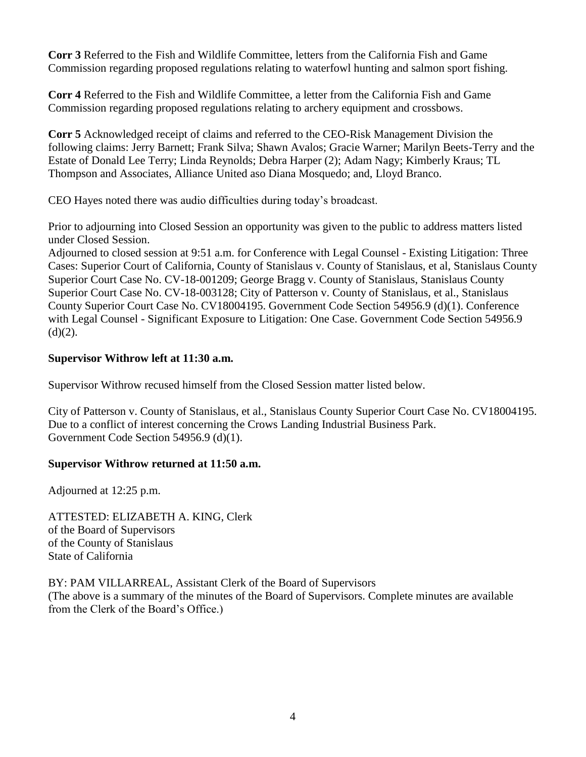**Corr 3** Referred to the Fish and Wildlife Committee, letters from the California Fish and Game Commission regarding proposed regulations relating to waterfowl hunting and salmon sport fishing.

**Corr 4** Referred to the Fish and Wildlife Committee, a letter from the California Fish and Game Commission regarding proposed regulations relating to archery equipment and crossbows.

**Corr 5** Acknowledged receipt of claims and referred to the CEO-Risk Management Division the following claims: Jerry Barnett; Frank Silva; Shawn Avalos; Gracie Warner; Marilyn Beets-Terry and the Estate of Donald Lee Terry; Linda Reynolds; Debra Harper (2); Adam Nagy; Kimberly Kraus; TL Thompson and Associates, Alliance United aso Diana Mosquedo; and, Lloyd Branco.

CEO Hayes noted there was audio difficulties during today's broadcast.

Prior to adjourning into Closed Session an opportunity was given to the public to address matters listed under Closed Session.
Adjourned to closed session at 9:51 a.m. for Conference with Legal Counsel - Existing Litigation: Three Cases: Superior Court of California, County of Stanislaus v. County of Stanislaus, et al, Stanislaus County Superior Court Case No. CV-18-001209; George Bragg v. County of Stanislaus, Stanislaus County Superior Court Case No. CV-18-003128; City of Patterson v. County of Stanislaus, et al., Stanislaus County Superior Court Case No. CV18004195. Government Code Section 54956.9 (d)(1). Conference with Legal Counsel - Significant Exposure to Litigation: One Case. Government Code Section 54956.9 (d)(2).

**Supervisor Withrow left at 11:30 a.m.**

Supervisor Withrow recused himself from the Closed Session matter listed below.

City of Patterson v. County of Stanislaus, et al., Stanislaus County Superior Court Case No. CV18004195. Due to a conflict of interest concerning the Crows Landing Industrial Business Park.
Government Code Section 54956.9 (d)(1).

**Supervisor Withrow returned at 11:50 a.m.**

Adjourned at 12:25 p.m.

ATTESTED: ELIZABETH A. KING, Clerk
of the Board of Supervisors
of the County of Stanislaus
State of California

BY: PAM VILLARREAL, Assistant Clerk of the Board of Supervisors
(The above is a summary of the minutes of the Board of Supervisors. Complete minutes are available from the Clerk of the Board's Office.)